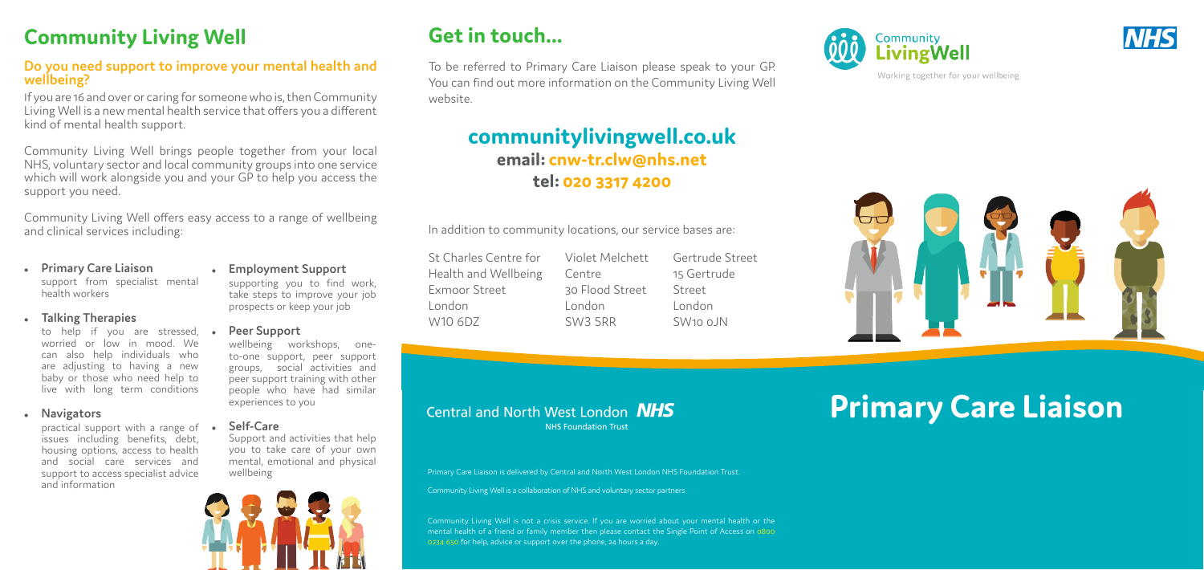# Community Living Well

## Do you need support to improve your mental health and wellbeing?

If you are 16 and over or caring for someone who is, then Community Living Well is a new mental health service that offers you a different kind of mental health support.

Community Living Well brings people together from your local NHS, voluntary sector and local community groups into one service which will work alongside you and your GP to help you access the support you need.

Community Living Well offers easy access to a range of wellbeing and clinical services including:

- **Primary Care Liaison**
  support from specialist mental health workers
- **Talking Therapies**
  to help if you are stressed, worried or low in mood. We can also help individuals who are adjusting to having a new baby or those who need help to live with long term conditions
- **Navigators**
  practical support with a range of issues including benefits, debt, housing options, access to health and social care services and support to access specialist advice and information
- **Employment Support**
  supporting you to find work, take steps to improve your job prospects or keep your job
- **Peer Support**
  wellbeing workshops, one-to-one support, peer support groups, social activities and peer support training with other people who have had similar experiences to you
- **Self-Care**
  Support and activities that help you to take care of your own mental, emotional and physical wellbeing

# Get in touch...

To be referred to Primary Care Liaison please speak to your GP. You can find out more information on the Community Living Well website.

## communitylivingwell.co.uk

**email: cnw-tr.clw@nhs.net**

**tel: 020 3317 4200**

In addition to community locations, our service bases are:

St Charles Centre for Health and Wellbeing
Exmoor Street
London
W10 6DZ

Violet Melchett Centre
30 Flood Street
London
SW3 5RR

Gertrude Street
15 Gertrude Street
London
SW10 0JN

Central and North West London NHS
NHS Foundation Trust

Primary Care Liaison is delivered by Central and North West London NHS Foundation Trust.

Community Living Well is a collaboration of NHS and voluntary sector partners.

Community Living Well is not a crisis service. If you are worried about your mental health or the mental health of a friend or family member then please contact the Single Point of Access on 0800 0234 650 for help, advice or support over the phone, 24 hours a day.

Community LivingWell
Working together for your wellbeing

NHS

# Primary Care Liaison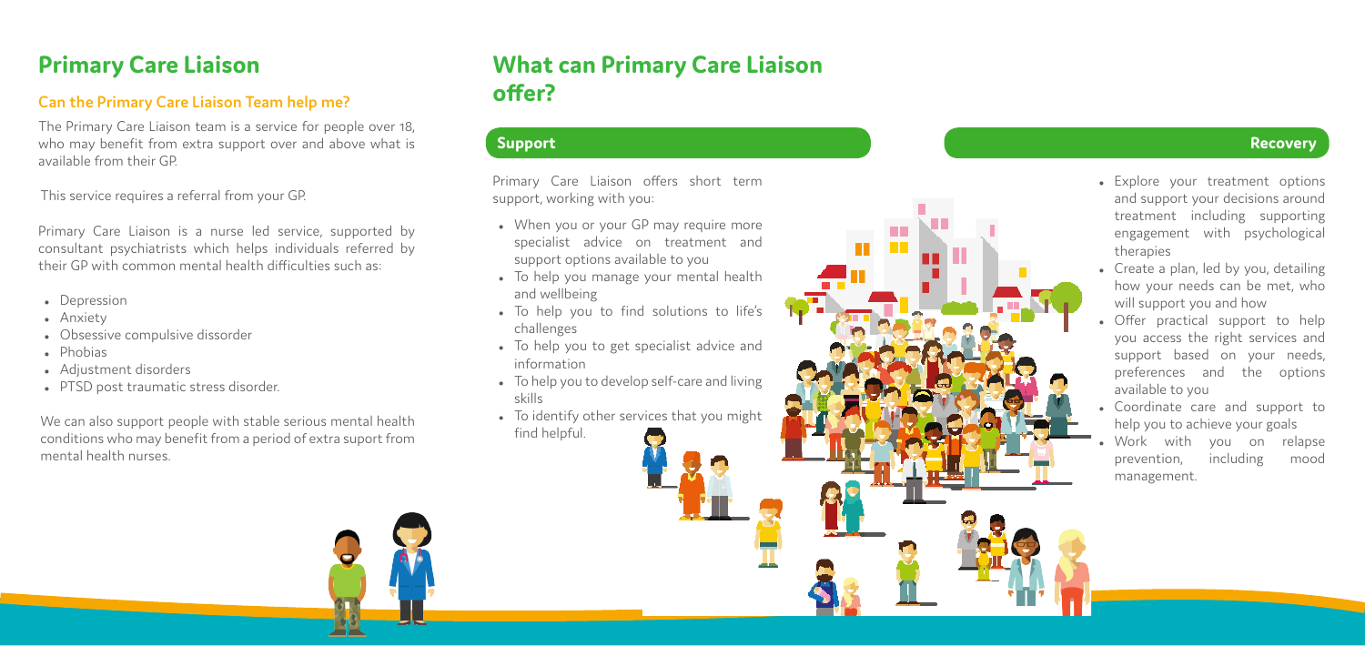# Primary Care Liaison

## Can the Primary Care Liaison Team help me?

The Primary Care Liaison team is a service for people over 18, who may benefit from extra support over and above what is available from their GP.

This service requires a referral from your GP.

Primary Care Liaison is a nurse led service, supported by consultant psychiatrists which helps individuals referred by their GP with common mental health difficulties such as:

- Depression
- Anxiety
- Obsessive compulsive dissorder
- Phobias
- Adjustment disorders
- PTSD post traumatic stress disorder.

We can also support people with stable serious mental health conditions who may benefit from a period of extra suport from mental health nurses.

# What can Primary Care Liaison offer?

### Support

Primary Care Liaison offers short term support, working with you:

- When you or your GP may require more specialist advice on treatment and support options available to you
- To help you manage your mental health and wellbeing
- To help you to find solutions to life's challenges
- To help you to get specialist advice and information
- To help you to develop self-care and living skills
- To identify other services that you might find helpful.

### Recovery

- Explore your treatment options and support your decisions around treatment including supporting engagement with psychological therapies
- Create a plan, led by you, detailing how your needs can be met, who will support you and how
- Offer practical support to help you access the right services and support based on your needs, preferences and the options available to you
- Coordinate care and support to help you to achieve your goals
- Work with you on relapse prevention, including mood management.